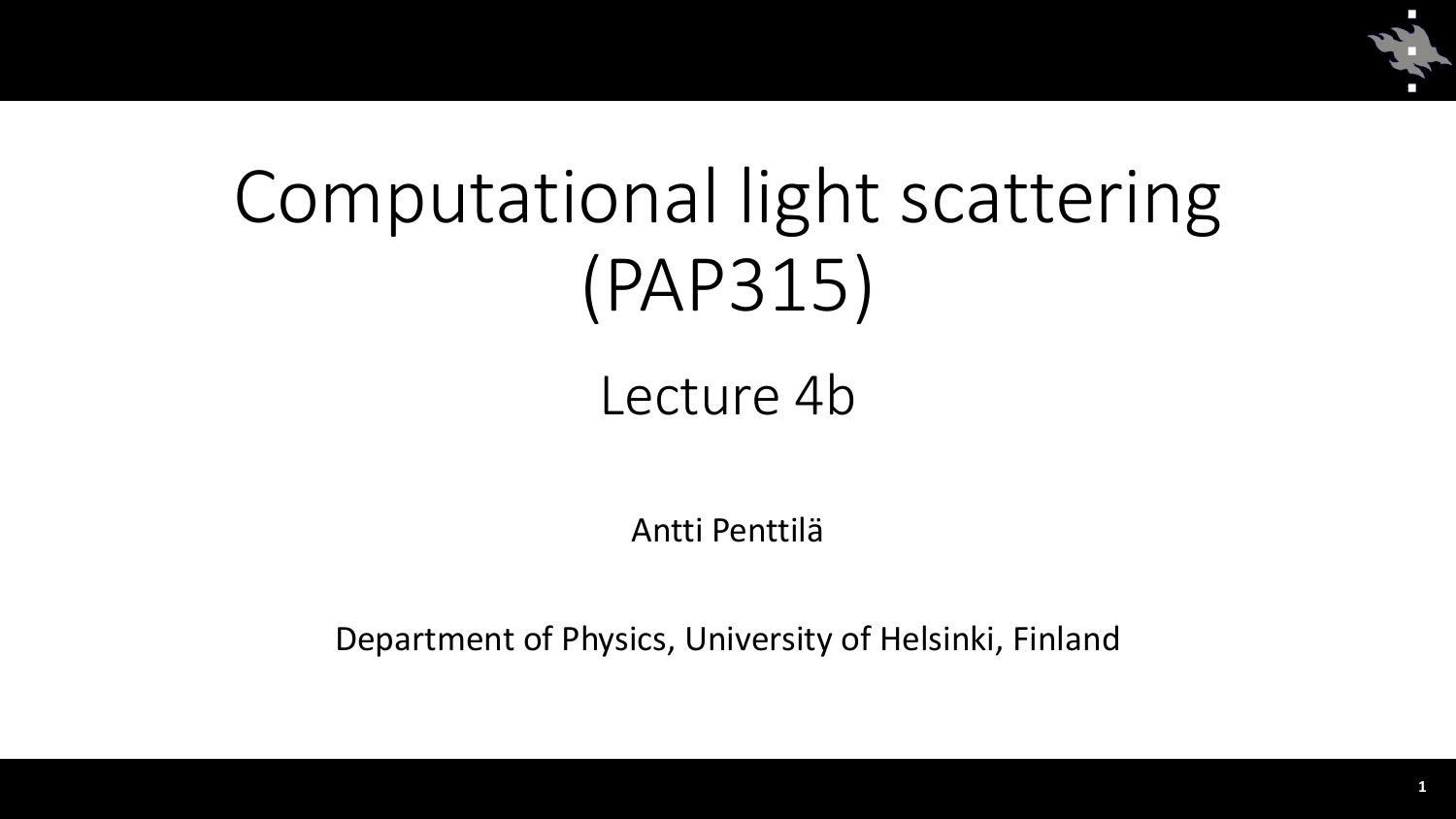# Computational light scattering (PAP315)

## Lecture 4b

Antti Penttilä

Department of Physics, University of Helsinki, Finland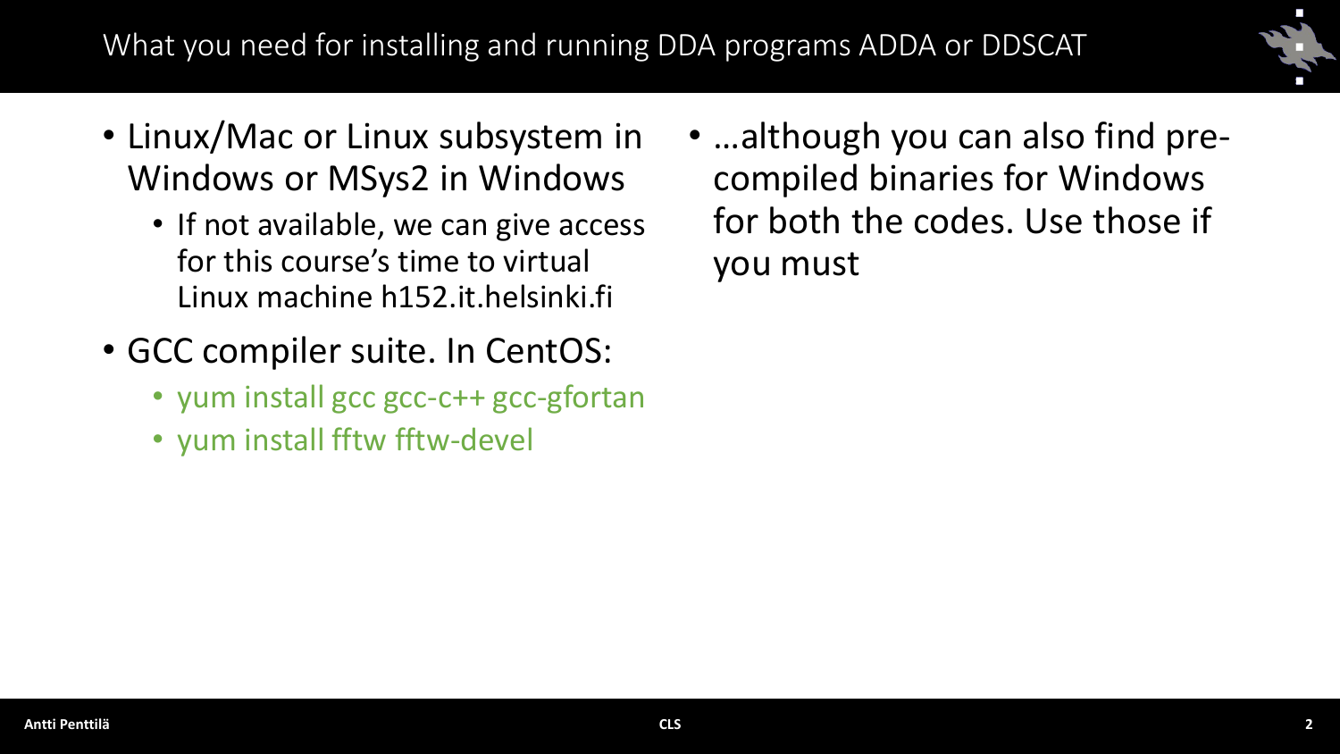# What you need for installing and running DDA programs ADDA or DDSCAT

- Linux/Mac or Linux subsystem in Windows or MSys2 in Windows
  - If not available, we can give access for this course's time to virtual Linux machine h152.it.helsinki.fi
- GCC compiler suite. In CentOS:
  - yum install gcc gcc-c++ gcc-gfortan
  - yum install fftw fftw-devel
- …although you can also find pre-compiled binaries for Windows for both the codes. Use those if you must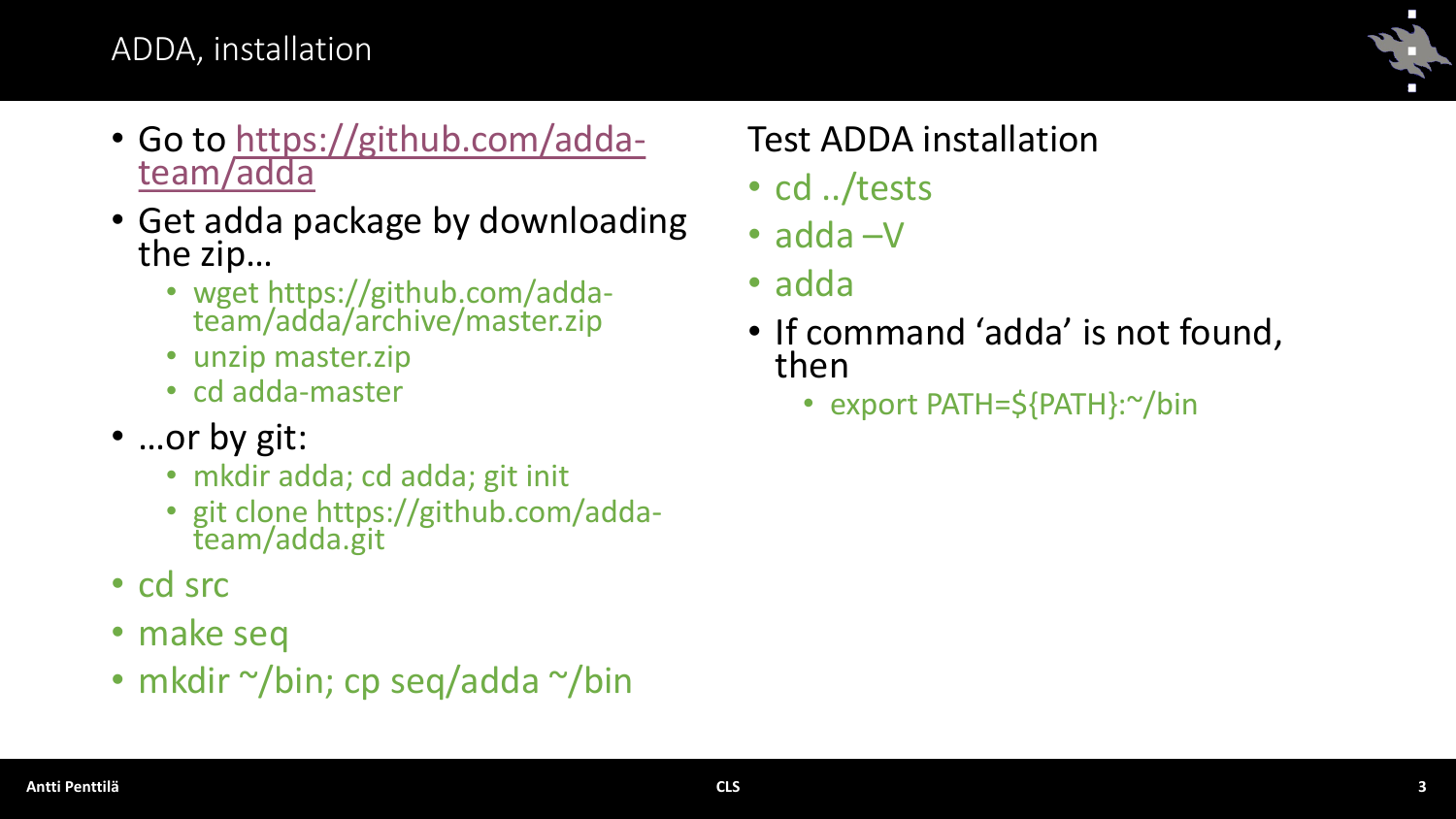# ADDA, installation

- Go to https://github.com/adda-team/adda
- Get adda package by downloading the zip…
  - wget https://github.com/adda-team/adda/archive/master.zip
  - unzip master.zip
  - cd adda-master
- …or by git:
  - mkdir adda; cd adda; git init
  - git clone https://github.com/adda-team/adda.git
- cd src
- make seq
- mkdir ~/bin; cp seq/adda ~/bin

Test ADDA installation

- cd ../tests
- adda –V
- adda
- If command 'adda' is not found, then
  - export PATH=${PATH}:~/bin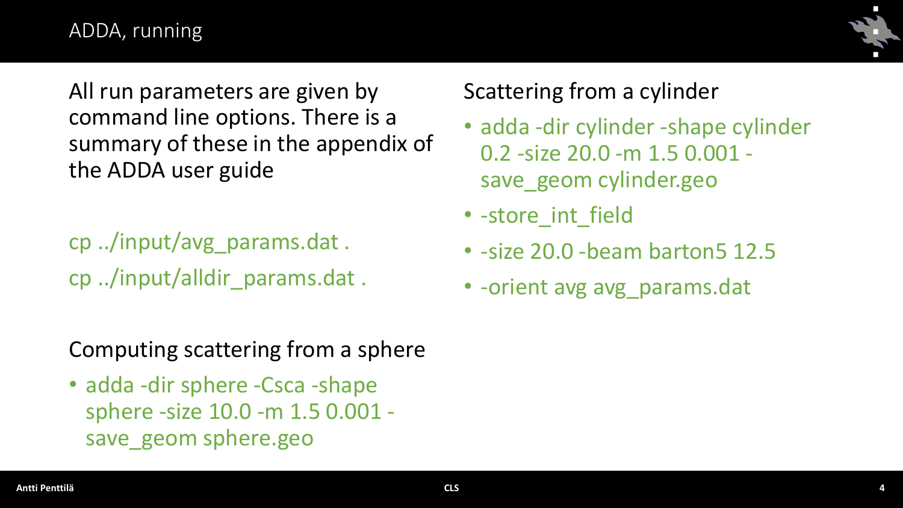# ADDA, running

All run parameters are given by command line options. There is a summary of these in the appendix of the ADDA user guide

cp ../input/avg_params.dat .

cp ../input/alldir_params.dat .

Computing scattering from a sphere

- adda -dir sphere -Csca -shape sphere -size 10.0 -m 1.5 0.001 -save_geom sphere.geo

Scattering from a cylinder

- adda -dir cylinder -shape cylinder 0.2 -size 20.0 -m 1.5 0.001 -save_geom cylinder.geo
- -store_int_field
- -size 20.0 -beam barton5 12.5
- -orient avg avg_params.dat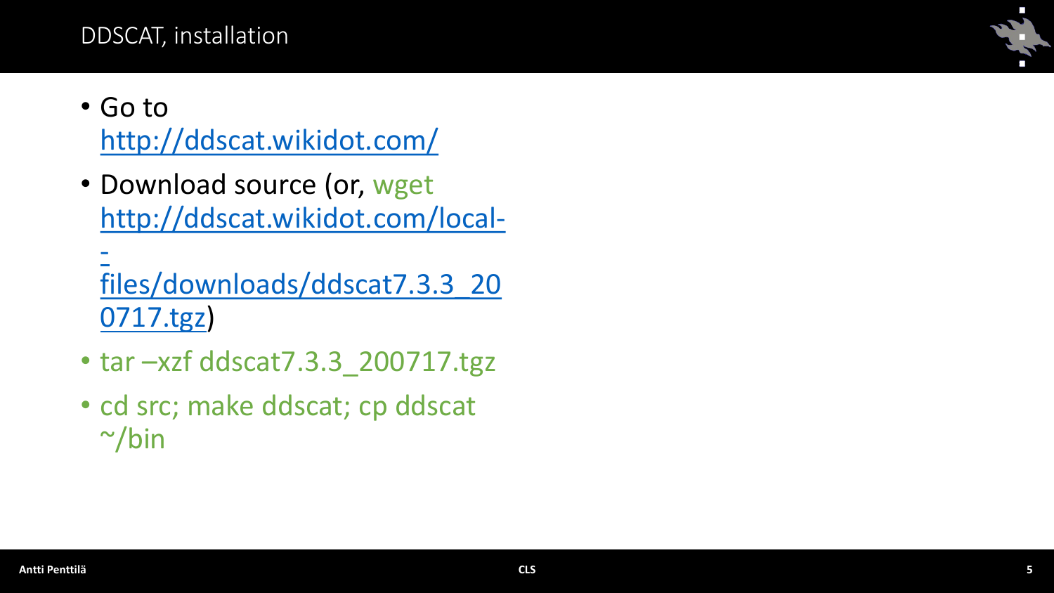# DDSCAT, installation

- Go to http://ddscat.wikidot.com/
- Download source (or, wget http://ddscat.wikidot.com/local--files/downloads/ddscat7.3.3_200717.tgz)
- tar –xzf ddscat7.3.3_200717.tgz
- cd src; make ddscat; cp ddscat ~/bin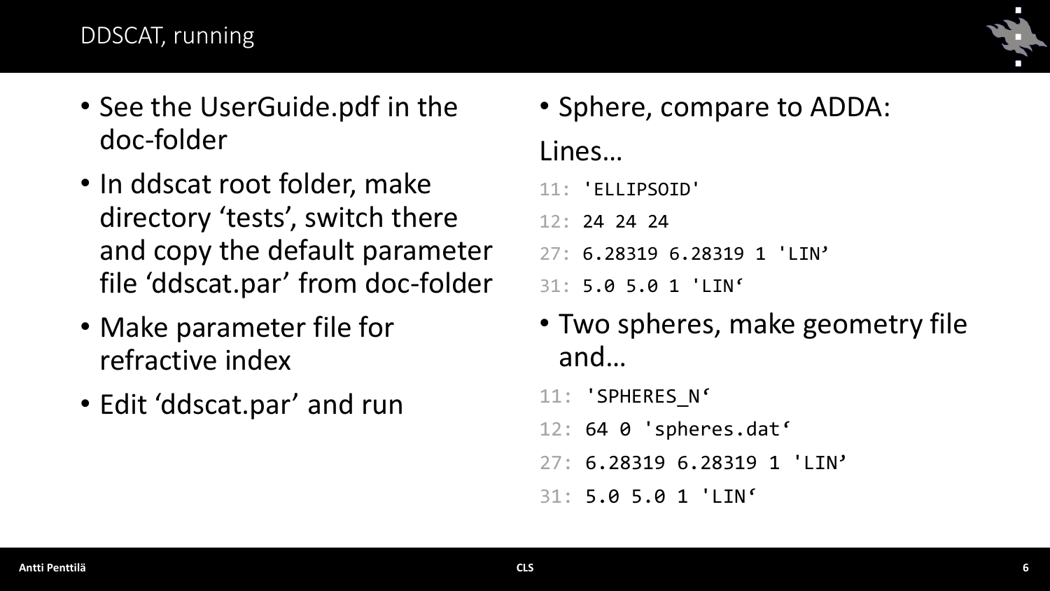# DDSCAT, running

- See the UserGuide.pdf in the doc-folder
- In ddscat root folder, make directory 'tests', switch there and copy the default parameter file 'ddscat.par' from doc-folder
- Make parameter file for refractive index
- Edit 'ddscat.par' and run

- Sphere, compare to ADDA:

Lines…

```
11: 'ELLIPSOID'
12: 24 24 24
27: 6.28319 6.28319 1 'LIN'
31: 5.0 5.0 1 'LIN'
```

- Two spheres, make geometry file and…

```
11: 'SPHERES_N'
12: 64 0 'spheres.dat'
27: 6.28319 6.28319 1 'LIN'
31: 5.0 5.0 1 'LIN'
```